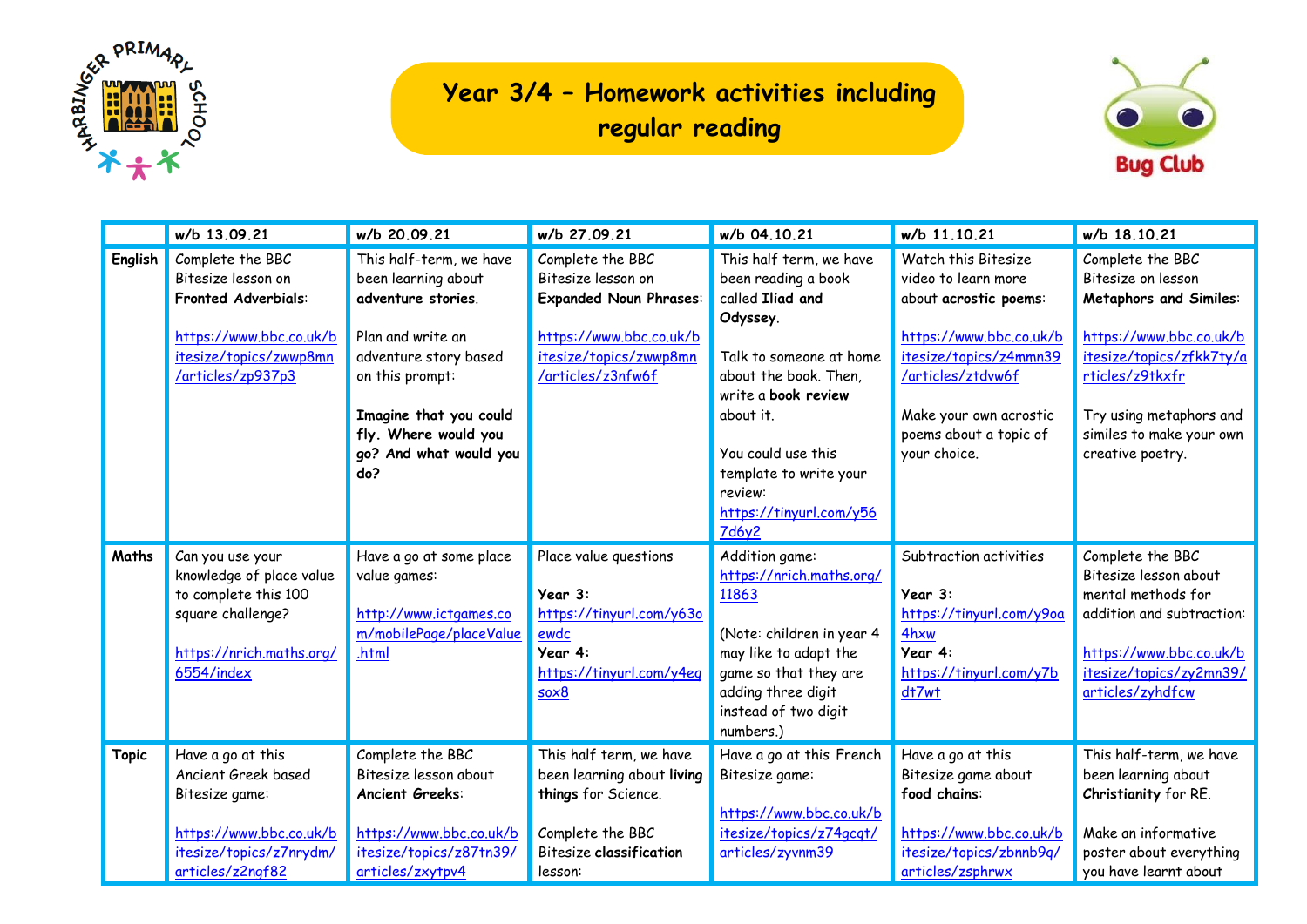# Year 3/4 – Homework activities including regular reading

| | w/b 13.09.21 | w/b 20.09.21 | w/b 27.09.21 | w/b 04.10.21 | w/b 11.10.21 | w/b 18.10.21 |
|---|---|---|---|---|---|---|
| **English** | Complete the BBC Bitesize lesson on **Fronted Adverbials**:<br><br>https://www.bbc.co.uk/bitesize/topics/zwwp8mn/articles/zp937p3 | This half-term, we have been learning about **adventure stories**.<br><br>Plan and write an adventure story based on this prompt:<br><br>**Imagine that you could fly. Where would you go? And what would you do?** | Complete the BBC Bitesize lesson on **Expanded Noun Phrases**:<br><br>https://www.bbc.co.uk/bitesize/topics/zwwp8mn/articles/z3nfw6f | This half term, we have been reading a book called **Iliad and Odyssey**.<br><br>Talk to someone at home about the book. Then, write a **book review** about it.<br><br>You could use this template to write your review:<br>https://tinyurl.com/y567d6y2 | Watch this Bitesize video to learn more about **acrostic poems**:<br><br>https://www.bbc.co.uk/bitesize/topics/z4mmn39/articles/ztdvw6f<br><br>Make your own acrostic poems about a topic of your choice. | Complete the BBC Bitesize on lesson **Metaphors and Similes**:<br><br>https://www.bbc.co.uk/bitesize/topics/zfkk7ty/articles/z9tkxfr<br><br>Try using metaphors and similes to make your own creative poetry. |
| **Maths** | Can you use your knowledge of place value to complete this 100 square challenge?<br><br>https://nrich.maths.org/6554/index | Have a go at some place value games:<br><br>http://www.ictgames.com/mobilePage/placeValue.html | Place value questions<br><br>**Year 3:**<br>https://tinyurl.com/y63oewdc<br>**Year 4:**<br>https://tinyurl.com/y4eqsox8 | Addition game:<br>https://nrich.maths.org/11863<br><br>(Note: children in year 4 may like to adapt the game so that they are adding three digit instead of two digit numbers.) | Subtraction activities<br><br>**Year 3:**<br>https://tinyurl.com/y9oa4hxw<br>**Year 4:**<br>https://tinyurl.com/y7bdt7wt | Complete the BBC Bitesize lesson about mental methods for addition and subtraction:<br><br>https://www.bbc.co.uk/bitesize/topics/zy2mn39/articles/zyhdfcw |
| **Topic** | Have a go at this Ancient Greek based Bitesize game:<br><br>https://www.bbc.co.uk/bitesize/topics/z7nrydm/articles/z2ngf82 | Complete the BBC Bitesize lesson about **Ancient Greeks**:<br><br>https://www.bbc.co.uk/bitesize/topics/z87tn39/articles/zxytpv4 | This half term, we have been learning about **living things** for Science.<br><br>Complete the BBC Bitesize **classification** lesson: | Have a go at this French Bitesize game:<br><br>https://www.bbc.co.uk/bitesize/topics/z74gcqt/articles/zyvnm39 | Have a go at this Bitesize game about **food chains**:<br><br>https://www.bbc.co.uk/bitesize/topics/zbnnb9q/articles/zsphrwx | This half-term, we have been learning about **Christianity** for RE.<br><br>Make an informative poster about everything you have learnt about |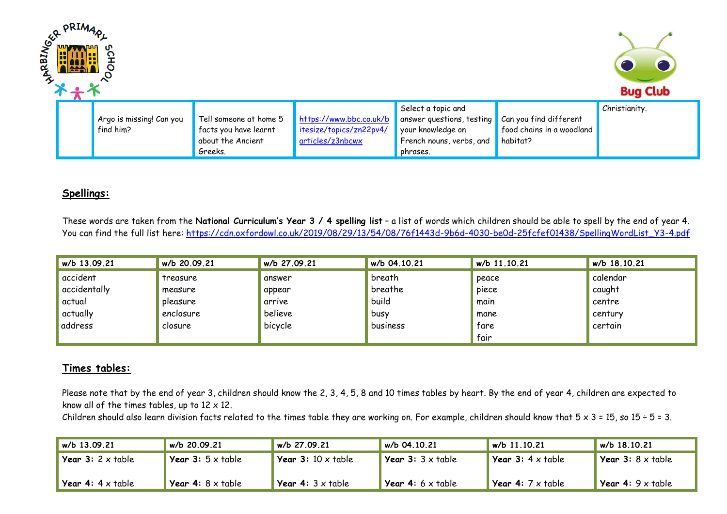| | Argo is missing! Can you find him? | Tell someone at home 5 facts you have learnt about the Ancient Greeks. | https://www.bbc.co.uk/bitesize/topics/zn22pv4/articles/z3nbcwx | Select a topic and answer questions, testing your knowledge on French nouns, verbs, and phrases. | Can you find different food chains in a woodland habitat? | Christianity. |
|---|---|---|---|---|---|---|

## Spellings:

These words are taken from the **National Curriculum's Year 3 / 4 spelling list** – a list of words which children should be able to spell by the end of year 4. You can find the full list here: https://cdn.oxfordowl.co.uk/2019/08/29/13/54/08/76f1443d-9b6d-4030-be0d-25fcfef01438/SpellingWordList_Y3-4.pdf

| w/b 13.09.21 | w/b 20.09.21 | w/b 27.09.21 | w/b 04.10.21 | w/b 11.10.21 | w/b 18.10.21 |
|---|---|---|---|---|---|
| accident<br>accidentally<br>actual<br>actually<br>address | treasure<br>measure<br>pleasure<br>enclosure<br>closure | answer<br>appear<br>arrive<br>believe<br>bicycle | breath<br>breathe<br>build<br>busy<br>business | peace<br>piece<br>main<br>mane<br>fare<br>fair | calendar<br>caught<br>centre<br>century<br>certain |

## Times tables:

Please note that by the end of year 3, children should know the 2, 3, 4, 5, 8 and 10 times tables by heart. By the end of year 4, children are expected to know all of the times tables, up to 12 x 12.
Children should also learn division facts related to the times table they are working on. For example, children should know that 5 x 3 = 15, so 15 ÷ 5 = 3.

| w/b 13.09.21 | w/b 20.09.21 | w/b 27.09.21 | w/b 04.10.21 | w/b 11.10.21 | w/b 18.10.21 |
|---|---|---|---|---|---|
| **Year 3:** 2 x table<br><br>**Year 4:** 4 x table | **Year 3:** 5 x table<br><br>**Year 4:** 8 x table | **Year 3:** 10 x table<br><br>**Year 4:** 3 x table | **Year 3:** 3 x table<br><br>**Year 4:** 6 x table | **Year 3:** 4 x table<br><br>**Year 4:** 7 x table | **Year 3:** 8 x table<br><br>**Year 4:** 9 x table |